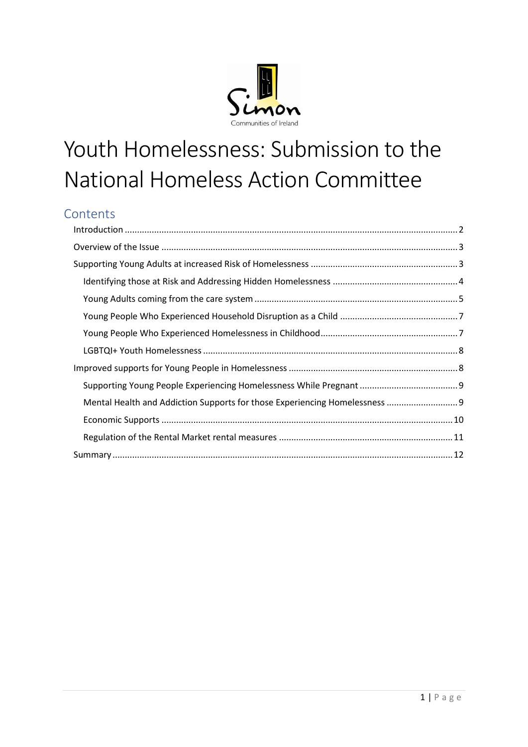# Youth Homelessness: Submission to the National Homeless Action Committee

## Contents

- Introduction ..... 2
- Overview of the Issue ..... 3
- Supporting Young Adults at increased Risk of Homelessness ..... 3
  - Identifying those at Risk and Addressing Hidden Homelessness ..... 4
  - Young Adults coming from the care system ..... 5
  - Young People Who Experienced Household Disruption as a Child ..... 7
  - Young People Who Experienced Homelessness in Childhood ..... 7
  - LGBTQI+ Youth Homelessness ..... 8
- Improved supports for Young People in Homelessness ..... 8
  - Supporting Young People Experiencing Homelessness While Pregnant ..... 9
  - Mental Health and Addiction Supports for those Experiencing Homelessness ..... 9
  - Economic Supports ..... 10
  - Regulation of the Rental Market rental measures ..... 11
- Summary ..... 12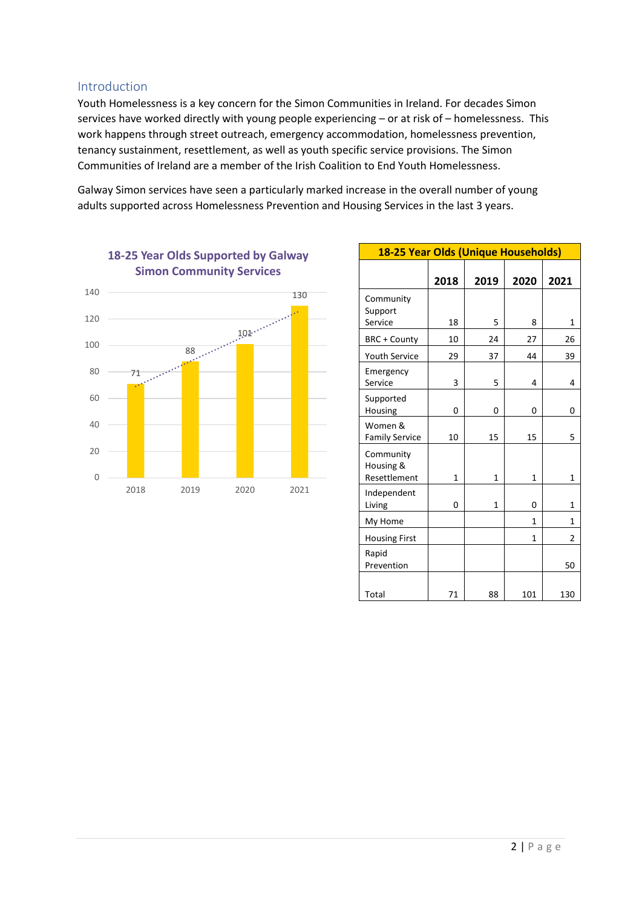## Introduction

Youth Homelessness is a key concern for the Simon Communities in Ireland. For decades Simon services have worked directly with young people experiencing – or at risk of – homelessness. This work happens through street outreach, emergency accommodation, homelessness prevention, tenancy sustainment, resettlement, as well as youth specific service provisions. The Simon Communities of Ireland are a member of the Irish Coalition to End Youth Homelessness.

Galway Simon services have seen a particularly marked increase in the overall number of young adults supported across Homelessness Prevention and Housing Services in the last 3 years.

**18-25 Year Olds Supported by Galway Simon Community Services**

| Year | Number |
|---|---|
| 2018 | 71 |
| 2019 | 88 |
| 2020 | 101 |
| 2021 | 130 |

| 18-25 Year Olds (Unique Households) | | | | |
|---|---|---|---|---|
| | **2018** | **2019** | **2020** | **2021** |
| Community Support Service | 18 | 5 | 8 | 1 |
| BRC + County | 10 | 24 | 27 | 26 |
| Youth Service | 29 | 37 | 44 | 39 |
| Emergency Service | 3 | 5 | 4 | 4 |
| Supported Housing | 0 | 0 | 0 | 0 |
| Women & Family Service | 10 | 15 | 15 | 5 |
| Community Housing & Resettlement | 1 | 1 | 1 | 1 |
| Independent Living | 0 | 1 | 0 | 1 |
| My Home | | | 1 | 1 |
| Housing First | | | 1 | 2 |
| Rapid Prevention | | | | 50 |
| Total | 71 | 88 | 101 | 130 |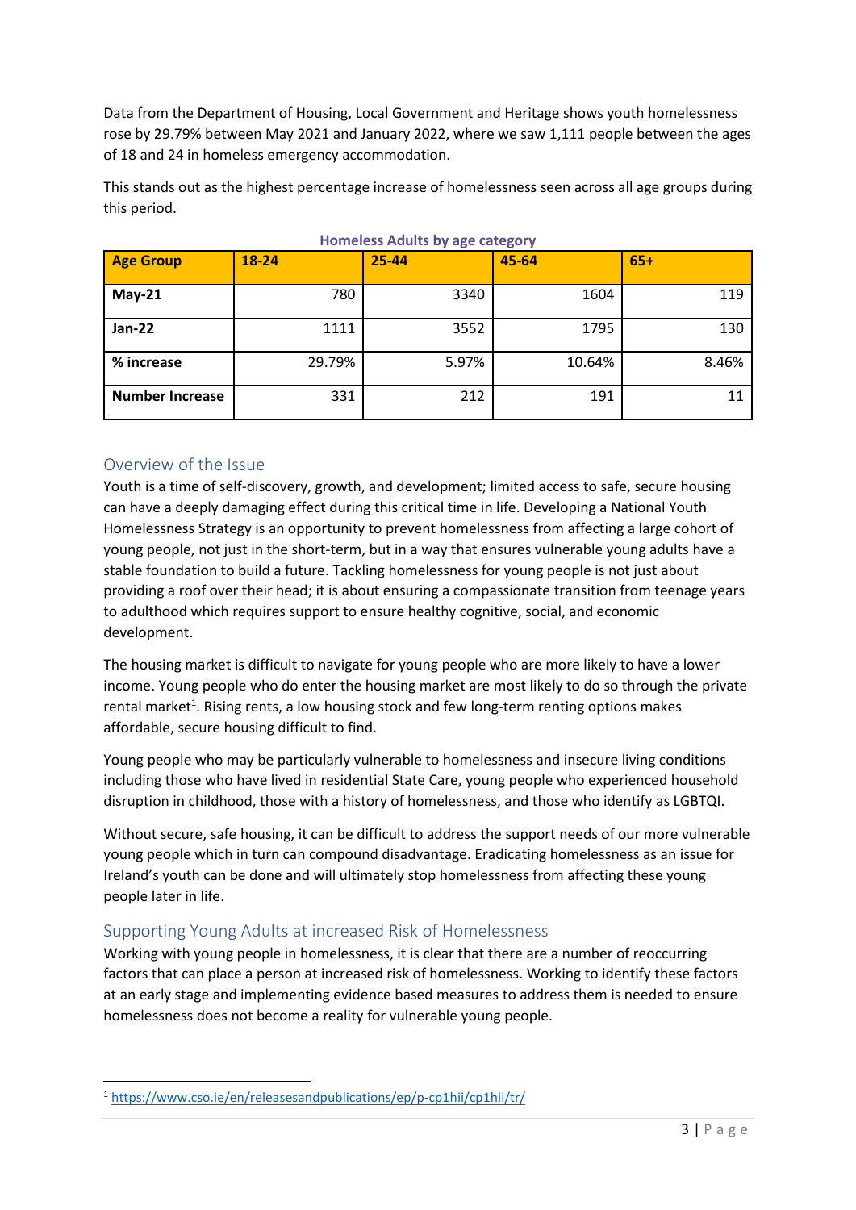Data from the Department of Housing, Local Government and Heritage shows youth homelessness rose by 29.79% between May 2021 and January 2022, where we saw 1,111 people between the ages of 18 and 24 in homeless emergency accommodation.

This stands out as the highest percentage increase of homelessness seen across all age groups during this period.

**Homeless Adults by age category**

| Age Group | 18-24 | 25-44 | 45-64 | 65+ |
|---|---|---|---|---|
| May-21 | 780 | 3340 | 1604 | 119 |
| Jan-22 | 1111 | 3552 | 1795 | 130 |
| % increase | 29.79% | 5.97% | 10.64% | 8.46% |
| Number Increase | 331 | 212 | 191 | 11 |

## Overview of the Issue

Youth is a time of self-discovery, growth, and development; limited access to safe, secure housing can have a deeply damaging effect during this critical time in life. Developing a National Youth Homelessness Strategy is an opportunity to prevent homelessness from affecting a large cohort of young people, not just in the short-term, but in a way that ensures vulnerable young adults have a stable foundation to build a future. Tackling homelessness for young people is not just about providing a roof over their head; it is about ensuring a compassionate transition from teenage years to adulthood which requires support to ensure healthy cognitive, social, and economic development.

The housing market is difficult to navigate for young people who are more likely to have a lower income. Young people who do enter the housing market are most likely to do so through the private rental market[1]. Rising rents, a low housing stock and few long-term renting options makes affordable, secure housing difficult to find.

Young people who may be particularly vulnerable to homelessness and insecure living conditions including those who have lived in residential State Care, young people who experienced household disruption in childhood, those with a history of homelessness, and those who identify as LGBTQI.

Without secure, safe housing, it can be difficult to address the support needs of our more vulnerable young people which in turn can compound disadvantage. Eradicating homelessness as an issue for Ireland's youth can be done and will ultimately stop homelessness from affecting these young people later in life.

## Supporting Young Adults at increased Risk of Homelessness

Working with young people in homelessness, it is clear that there are a number of reoccurring factors that can place a person at increased risk of homelessness. Working to identify these factors at an early stage and implementing evidence based measures to address them is needed to ensure homelessness does not become a reality for vulnerable young people.

---

[1] https://www.cso.ie/en/releasesandpublications/ep/p-cp1hii/cp1hii/tr/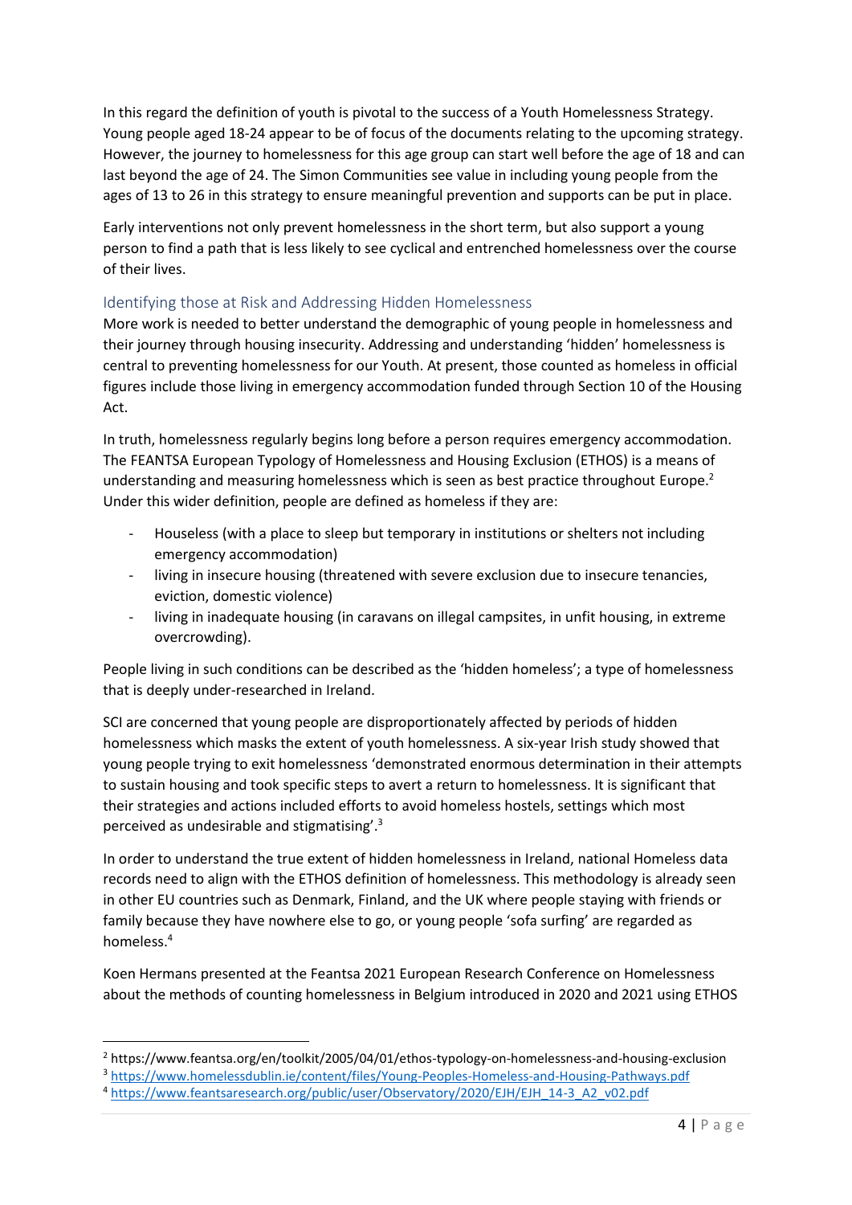In this regard the definition of youth is pivotal to the success of a Youth Homelessness Strategy. Young people aged 18-24 appear to be of focus of the documents relating to the upcoming strategy. However, the journey to homelessness for this age group can start well before the age of 18 and can last beyond the age of 24. The Simon Communities see value in including young people from the ages of 13 to 26 in this strategy to ensure meaningful prevention and supports can be put in place.

Early interventions not only prevent homelessness in the short term, but also support a young person to find a path that is less likely to see cyclical and entrenched homelessness over the course of their lives.

## Identifying those at Risk and Addressing Hidden Homelessness

More work is needed to better understand the demographic of young people in homelessness and their journey through housing insecurity. Addressing and understanding 'hidden' homelessness is central to preventing homelessness for our Youth. At present, those counted as homeless in official figures include those living in emergency accommodation funded through Section 10 of the Housing Act.

In truth, homelessness regularly begins long before a person requires emergency accommodation. The FEANTSA European Typology of Homelessness and Housing Exclusion (ETHOS) is a means of understanding and measuring homelessness which is seen as best practice throughout Europe.[2] Under this wider definition, people are defined as homeless if they are:

- Houseless (with a place to sleep but temporary in institutions or shelters not including emergency accommodation)
- living in insecure housing (threatened with severe exclusion due to insecure tenancies, eviction, domestic violence)
- living in inadequate housing (in caravans on illegal campsites, in unfit housing, in extreme overcrowding).

People living in such conditions can be described as the 'hidden homeless'; a type of homelessness that is deeply under-researched in Ireland.

SCI are concerned that young people are disproportionately affected by periods of hidden homelessness which masks the extent of youth homelessness. A six-year Irish study showed that young people trying to exit homelessness 'demonstrated enormous determination in their attempts to sustain housing and took specific steps to avert a return to homelessness. It is significant that their strategies and actions included efforts to avoid homeless hostels, settings which most perceived as undesirable and stigmatising'.[3]

In order to understand the true extent of hidden homelessness in Ireland, national Homeless data records need to align with the ETHOS definition of homelessness. This methodology is already seen in other EU countries such as Denmark, Finland, and the UK where people staying with friends or family because they have nowhere else to go, or young people 'sofa surfing' are regarded as homeless.[4]

Koen Hermans presented at the Feantsa 2021 European Research Conference on Homelessness about the methods of counting homelessness in Belgium introduced in 2020 and 2021 using ETHOS

---

[2] https://www.feantsa.org/en/toolkit/2005/04/01/ethos-typology-on-homelessness-and-housing-exclusion

[3] https://www.homelessdublin.ie/content/files/Young-Peoples-Homeless-and-Housing-Pathways.pdf

[4] https://www.feantsaresearch.org/public/user/Observatory/2020/EJH/EJH_14-3_A2_v02.pdf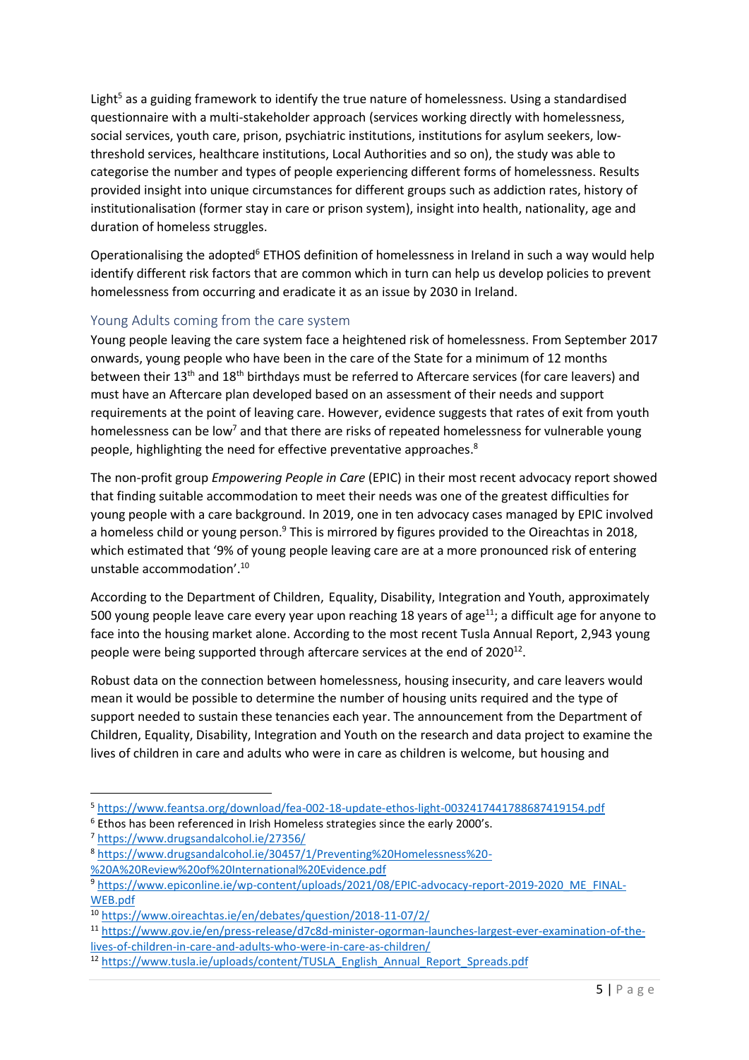Light[5] as a guiding framework to identify the true nature of homelessness. Using a standardised questionnaire with a multi-stakeholder approach (services working directly with homelessness, social services, youth care, prison, psychiatric institutions, institutions for asylum seekers, low-threshold services, healthcare institutions, Local Authorities and so on), the study was able to categorise the number and types of people experiencing different forms of homelessness. Results provided insight into unique circumstances for different groups such as addiction rates, history of institutionalisation (former stay in care or prison system), insight into health, nationality, age and duration of homeless struggles.

Operationalising the adopted[6] ETHOS definition of homelessness in Ireland in such a way would help identify different risk factors that are common which in turn can help us develop policies to prevent homelessness from occurring and eradicate it as an issue by 2030 in Ireland.

### Young Adults coming from the care system

Young people leaving the care system face a heightened risk of homelessness. From September 2017 onwards, young people who have been in the care of the State for a minimum of 12 months between their 13th and 18th birthdays must be referred to Aftercare services (for care leavers) and must have an Aftercare plan developed based on an assessment of their needs and support requirements at the point of leaving care. However, evidence suggests that rates of exit from youth homelessness can be low[7] and that there are risks of repeated homelessness for vulnerable young people, highlighting the need for effective preventative approaches.[8]

The non-profit group *Empowering People in Care* (EPIC) in their most recent advocacy report showed that finding suitable accommodation to meet their needs was one of the greatest difficulties for young people with a care background. In 2019, one in ten advocacy cases managed by EPIC involved a homeless child or young person.[9] This is mirrored by figures provided to the Oireachtas in 2018, which estimated that '9% of young people leaving care are at a more pronounced risk of entering unstable accommodation'.[10]

According to the Department of Children, Equality, Disability, Integration and Youth, approximately 500 young people leave care every year upon reaching 18 years of age[11]; a difficult age for anyone to face into the housing market alone. According to the most recent Tusla Annual Report, 2,943 young people were being supported through aftercare services at the end of 2020[12].

Robust data on the connection between homelessness, housing insecurity, and care leavers would mean it would be possible to determine the number of housing units required and the type of support needed to sustain these tenancies each year. The announcement from the Department of Children, Equality, Disability, Integration and Youth on the research and data project to examine the lives of children in care and adults who were in care as children is welcome, but housing and

---

[5] https://www.feantsa.org/download/fea-002-18-update-ethos-light-0032417441788687419154.pdf

[6] Ethos has been referenced in Irish Homeless strategies since the early 2000's.

[7] https://www.drugsandalcohol.ie/27356/

[8] https://www.drugsandalcohol.ie/30457/1/Preventing%20Homelessness%20-%20A%20Review%20of%20International%20Evidence.pdf

[9] https://www.epiconline.ie/wp-content/uploads/2021/08/EPIC-advocacy-report-2019-2020_ME_FINAL-WEB.pdf

[10] https://www.oireachtas.ie/en/debates/question/2018-11-07/2/

[11] https://www.gov.ie/en/press-release/d7c8d-minister-ogorman-launches-largest-ever-examination-of-the-lives-of-children-in-care-and-adults-who-were-in-care-as-children/

[12] https://www.tusla.ie/uploads/content/TUSLA_English_Annual_Report_Spreads.pdf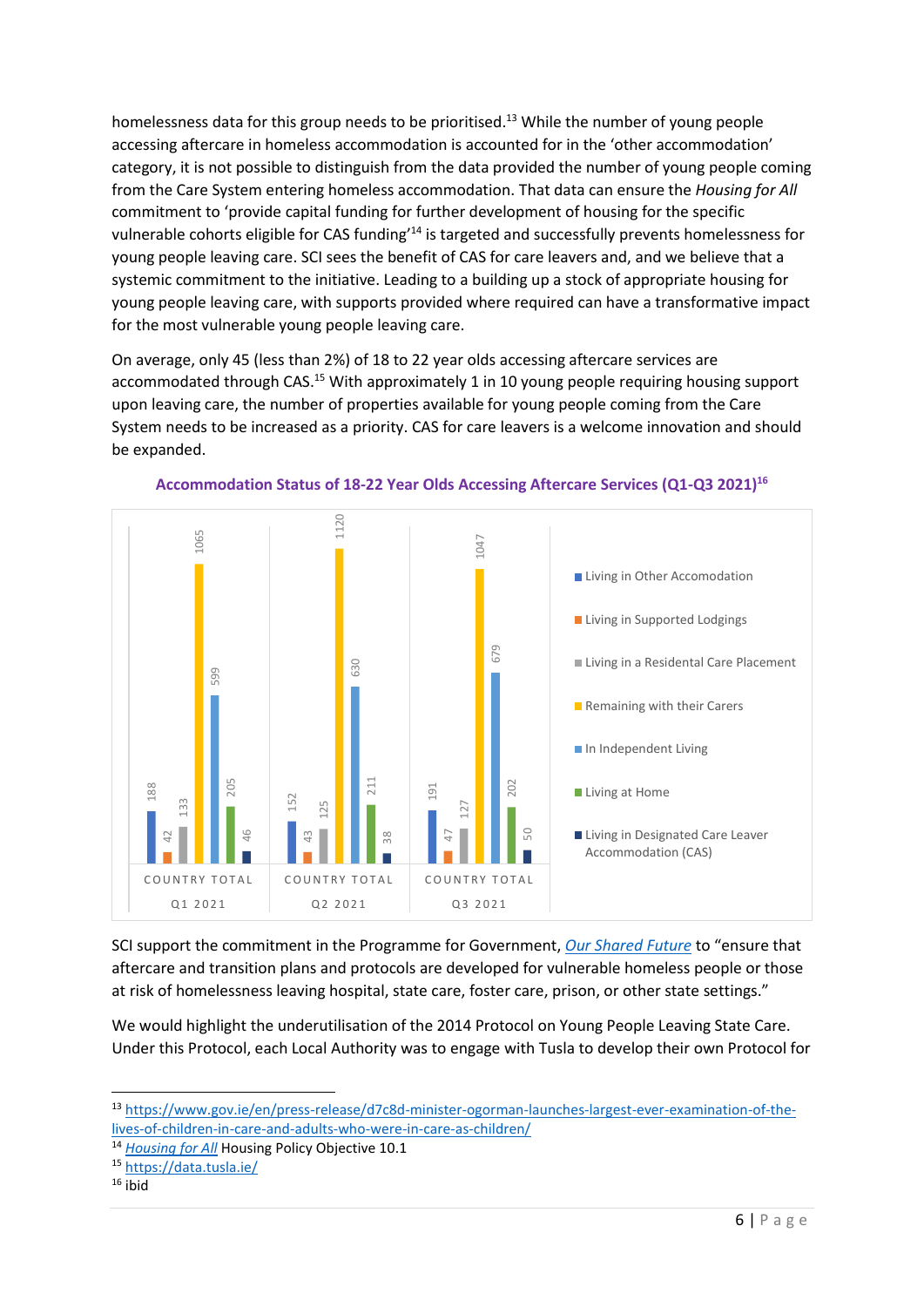homelessness data for this group needs to be prioritised.[13] While the number of young people accessing aftercare in homeless accommodation is accounted for in the 'other accommodation' category, it is not possible to distinguish from the data provided the number of young people coming from the Care System entering homeless accommodation. That data can ensure the *Housing for All* commitment to 'provide capital funding for further development of housing for the specific vulnerable cohorts eligible for CAS funding'[14] is targeted and successfully prevents homelessness for young people leaving care. SCI sees the benefit of CAS for care leavers and, and we believe that a systemic commitment to the initiative. Leading to a building up a stock of appropriate housing for young people leaving care, with supports provided where required can have a transformative impact for the most vulnerable young people leaving care.

On average, only 45 (less than 2%) of 18 to 22 year olds accessing aftercare services are accommodated through CAS.[15] With approximately 1 in 10 young people requiring housing support upon leaving care, the number of properties available for young people coming from the Care System needs to be increased as a priority. CAS for care leavers is a welcome innovation and should be expanded.

**Accommodation Status of 18-22 Year Olds Accessing Aftercare Services (Q1-Q3 2021)[16]**

| | Country Total Q1 2021 | Country Total Q2 2021 | Country Total Q3 2021 |
|---|---|---|---|
| Living in Other Accomodation | 188 | 152 | 191 |
| Living in Supported Lodgings | 42 | 43 | 47 |
| Living in a Residental Care Placement | 133 | 125 | 127 |
| Remaining with their Carers | 1065 | 1120 | 1047 |
| In Independent Living | 599 | 630 | 679 |
| Living at Home | 205 | 211 | 202 |
| Living in Designated Care Leaver Accommodation (CAS) | 46 | 38 | 50 |

SCI support the commitment in the Programme for Government, *Our Shared Future* to "ensure that aftercare and transition plans and protocols are developed for vulnerable homeless people or those at risk of homelessness leaving hospital, state care, foster care, prison, or other state settings."

We would highlight the underutilisation of the 2014 Protocol on Young People Leaving State Care. Under this Protocol, each Local Authority was to engage with Tusla to develop their own Protocol for

---

[13] https://www.gov.ie/en/press-release/d7c8d-minister-ogorman-launches-largest-ever-examination-of-the-lives-of-children-in-care-and-adults-who-were-in-care-as-children/

[14] *Housing for All* Housing Policy Objective 10.1

[15] https://data.tusla.ie/

[16] ibid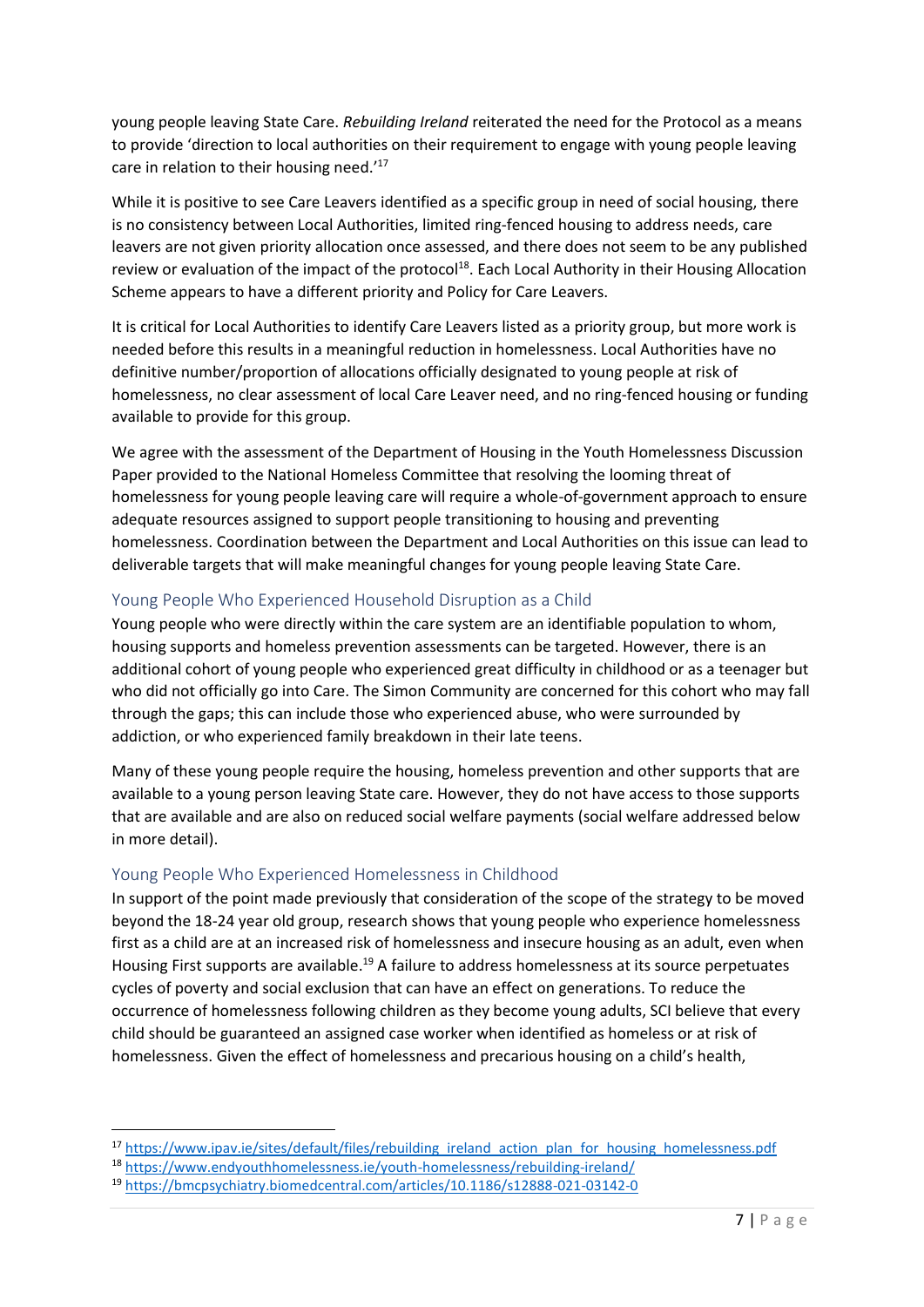young people leaving State Care. *Rebuilding Ireland* reiterated the need for the Protocol as a means to provide 'direction to local authorities on their requirement to engage with young people leaving care in relation to their housing need.'[17]

While it is positive to see Care Leavers identified as a specific group in need of social housing, there is no consistency between Local Authorities, limited ring-fenced housing to address needs, care leavers are not given priority allocation once assessed, and there does not seem to be any published review or evaluation of the impact of the protocol[18]. Each Local Authority in their Housing Allocation Scheme appears to have a different priority and Policy for Care Leavers.

It is critical for Local Authorities to identify Care Leavers listed as a priority group, but more work is needed before this results in a meaningful reduction in homelessness. Local Authorities have no definitive number/proportion of allocations officially designated to young people at risk of homelessness, no clear assessment of local Care Leaver need, and no ring-fenced housing or funding available to provide for this group.

We agree with the assessment of the Department of Housing in the Youth Homelessness Discussion Paper provided to the National Homeless Committee that resolving the looming threat of homelessness for young people leaving care will require a whole-of-government approach to ensure adequate resources assigned to support people transitioning to housing and preventing homelessness. Coordination between the Department and Local Authorities on this issue can lead to deliverable targets that will make meaningful changes for young people leaving State Care.

## Young People Who Experienced Household Disruption as a Child

Young people who were directly within the care system are an identifiable population to whom, housing supports and homeless prevention assessments can be targeted. However, there is an additional cohort of young people who experienced great difficulty in childhood or as a teenager but who did not officially go into Care. The Simon Community are concerned for this cohort who may fall through the gaps; this can include those who experienced abuse, who were surrounded by addiction, or who experienced family breakdown in their late teens.

Many of these young people require the housing, homeless prevention and other supports that are available to a young person leaving State care. However, they do not have access to those supports that are available and are also on reduced social welfare payments (social welfare addressed below in more detail).

## Young People Who Experienced Homelessness in Childhood

In support of the point made previously that consideration of the scope of the strategy to be moved beyond the 18-24 year old group, research shows that young people who experience homelessness first as a child are at an increased risk of homelessness and insecure housing as an adult, even when Housing First supports are available.[19] A failure to address homelessness at its source perpetuates cycles of poverty and social exclusion that can have an effect on generations. To reduce the occurrence of homelessness following children as they become young adults, SCI believe that every child should be guaranteed an assigned case worker when identified as homeless or at risk of homelessness. Given the effect of homelessness and precarious housing on a child's health,

---

[17] https://www.ipav.ie/sites/default/files/rebuilding_ireland_action_plan_for_housing_homelessness.pdf

[18] https://www.endyouthhomelessness.ie/youth-homelessness/rebuilding-ireland/

[19] https://bmcpsychiatry.biomedcentral.com/articles/10.1186/s12888-021-03142-0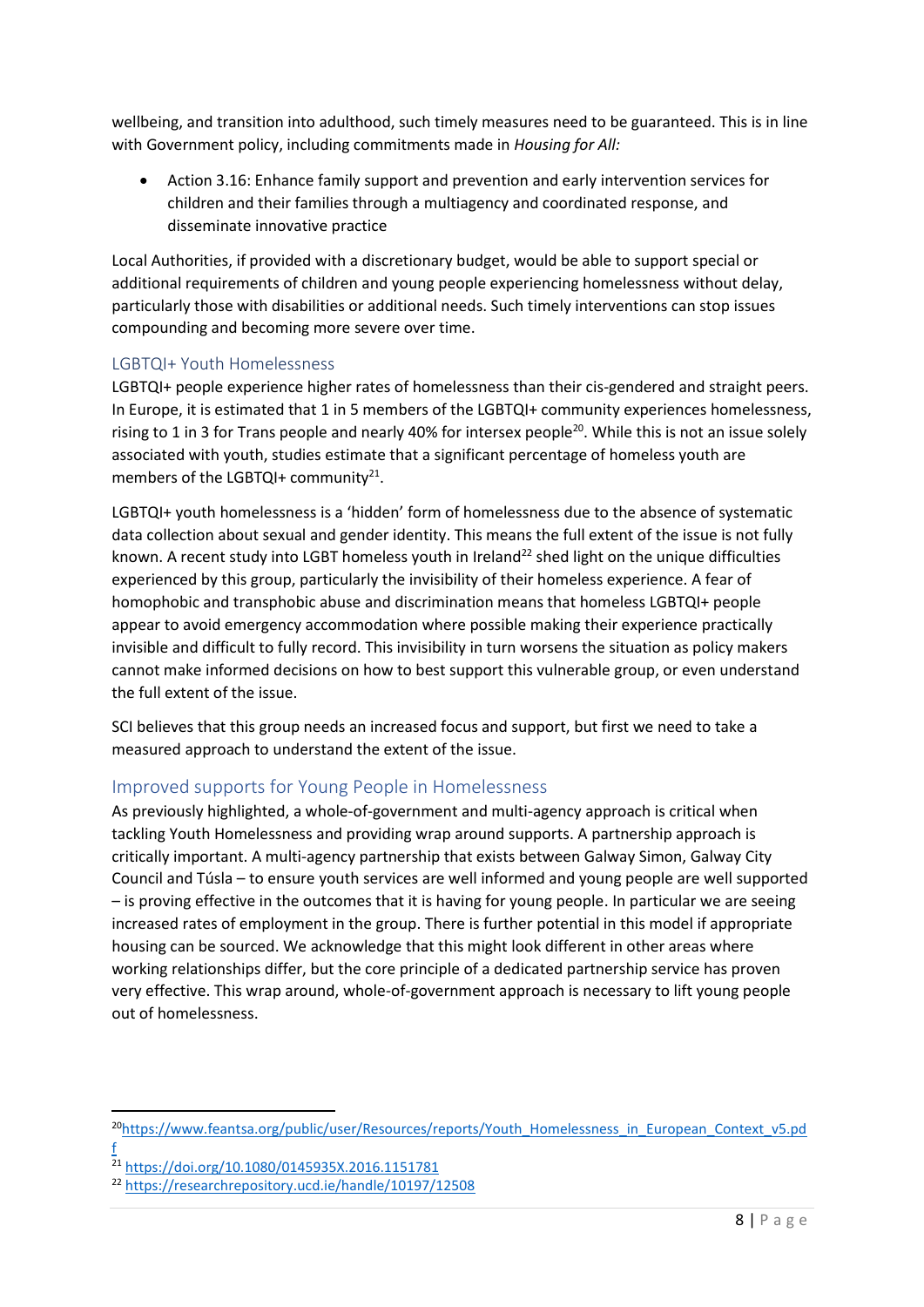wellbeing, and transition into adulthood, such timely measures need to be guaranteed. This is in line with Government policy, including commitments made in *Housing for All:*

- Action 3.16: Enhance family support and prevention and early intervention services for children and their families through a multiagency and coordinated response, and disseminate innovative practice

Local Authorities, if provided with a discretionary budget, would be able to support special or additional requirements of children and young people experiencing homelessness without delay, particularly those with disabilities or additional needs. Such timely interventions can stop issues compounding and becoming more severe over time.

### LGBTQI+ Youth Homelessness

LGBTQI+ people experience higher rates of homelessness than their cis-gendered and straight peers. In Europe, it is estimated that 1 in 5 members of the LGBTQI+ community experiences homelessness, rising to 1 in 3 for Trans people and nearly 40% for intersex people[20]. While this is not an issue solely associated with youth, studies estimate that a significant percentage of homeless youth are members of the LGBTQI+ community[21].

LGBTQI+ youth homelessness is a 'hidden' form of homelessness due to the absence of systematic data collection about sexual and gender identity. This means the full extent of the issue is not fully known. A recent study into LGBT homeless youth in Ireland[22] shed light on the unique difficulties experienced by this group, particularly the invisibility of their homeless experience. A fear of homophobic and transphobic abuse and discrimination means that homeless LGBTQI+ people appear to avoid emergency accommodation where possible making their experience practically invisible and difficult to fully record. This invisibility in turn worsens the situation as policy makers cannot make informed decisions on how to best support this vulnerable group, or even understand the full extent of the issue.

SCI believes that this group needs an increased focus and support, but first we need to take a measured approach to understand the extent of the issue.

## Improved supports for Young People in Homelessness

As previously highlighted, a whole-of-government and multi-agency approach is critical when tackling Youth Homelessness and providing wrap around supports. A partnership approach is critically important. A multi-agency partnership that exists between Galway Simon, Galway City Council and Túsla – to ensure youth services are well informed and young people are well supported – is proving effective in the outcomes that it is having for young people. In particular we are seeing increased rates of employment in the group. There is further potential in this model if appropriate housing can be sourced. We acknowledge that this might look different in other areas where working relationships differ, but the core principle of a dedicated partnership service has proven very effective. This wrap around, whole-of-government approach is necessary to lift young people out of homelessness.

---

[20] https://www.feantsa.org/public/user/Resources/reports/Youth_Homelessness_in_European_Context_v5.pdf

[21] https://doi.org/10.1080/0145935X.2016.1151781

[22] https://researchrepository.ucd.ie/handle/10197/12508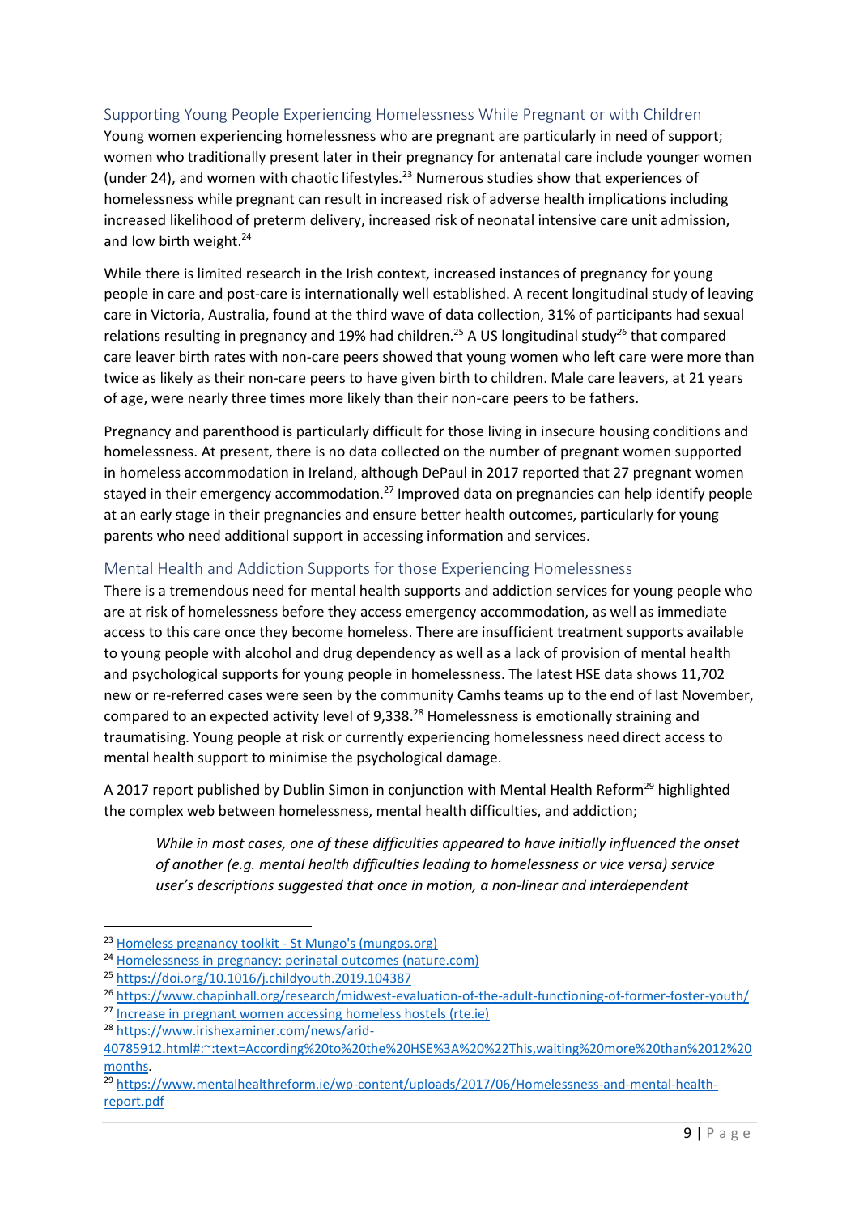## Supporting Young People Experiencing Homelessness While Pregnant or with Children

Young women experiencing homelessness who are pregnant are particularly in need of support; women who traditionally present later in their pregnancy for antenatal care include younger women (under 24), and women with chaotic lifestyles.[23] Numerous studies show that experiences of homelessness while pregnant can result in increased risk of adverse health implications including increased likelihood of preterm delivery, increased risk of neonatal intensive care unit admission, and low birth weight.[24]

While there is limited research in the Irish context, increased instances of pregnancy for young people in care and post-care is internationally well established. A recent longitudinal study of leaving care in Victoria, Australia, found at the third wave of data collection, 31% of participants had sexual relations resulting in pregnancy and 19% had children.[25] A US longitudinal study[26] that compared care leaver birth rates with non-care peers showed that young women who left care were more than twice as likely as their non-care peers to have given birth to children. Male care leavers, at 21 years of age, were nearly three times more likely than their non-care peers to be fathers.

Pregnancy and parenthood is particularly difficult for those living in insecure housing conditions and homelessness. At present, there is no data collected on the number of pregnant women supported in homeless accommodation in Ireland, although DePaul in 2017 reported that 27 pregnant women stayed in their emergency accommodation.[27] Improved data on pregnancies can help identify people at an early stage in their pregnancies and ensure better health outcomes, particularly for young parents who need additional support in accessing information and services.

## Mental Health and Addiction Supports for those Experiencing Homelessness

There is a tremendous need for mental health supports and addiction services for young people who are at risk of homelessness before they access emergency accommodation, as well as immediate access to this care once they become homeless. There are insufficient treatment supports available to young people with alcohol and drug dependency as well as a lack of provision of mental health and psychological supports for young people in homelessness. The latest HSE data shows 11,702 new or re-referred cases were seen by the community Camhs teams up to the end of last November, compared to an expected activity level of 9,338.[28] Homelessness is emotionally straining and traumatising. Young people at risk or currently experiencing homelessness need direct access to mental health support to minimise the psychological damage.

A 2017 report published by Dublin Simon in conjunction with Mental Health Reform[29] highlighted the complex web between homelessness, mental health difficulties, and addiction;

> *While in most cases, one of these difficulties appeared to have initially influenced the onset of another (e.g. mental health difficulties leading to homelessness or vice versa) service user's descriptions suggested that once in motion, a non-linear and interdependent*

---

[23] [Homeless pregnancy toolkit - St Mungo's (mungos.org)]

[24] [Homelessness in pregnancy: perinatal outcomes (nature.com)]

[25] https://doi.org/10.1016/j.childyouth.2019.104387

[26] https://www.chapinhall.org/research/midwest-evaluation-of-the-adult-functioning-of-former-foster-youth/

[27] [Increase in pregnant women accessing homeless hostels (rte.ie)]

[28] https://www.irishexaminer.com/news/arid-40785912.html#:~:text=According%20to%20the%20HSE%3A%20%22This,waiting%20more%20than%2012%20months.

[29] https://www.mentalhealthreform.ie/wp-content/uploads/2017/06/Homelessness-and-mental-health-report.pdf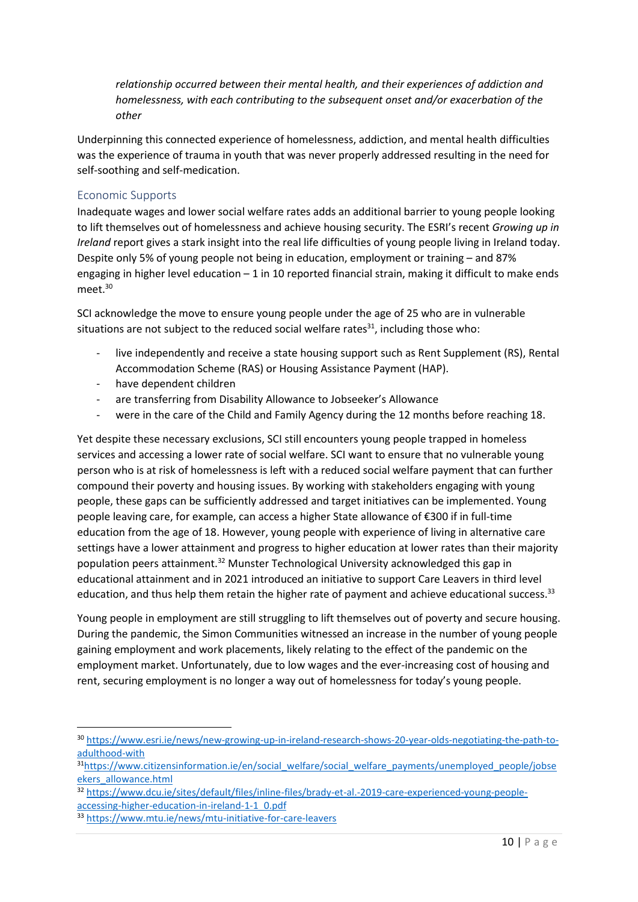*relationship occurred between their mental health, and their experiences of addiction and homelessness, with each contributing to the subsequent onset and/or exacerbation of the other*

Underpinning this connected experience of homelessness, addiction, and mental health difficulties was the experience of trauma in youth that was never properly addressed resulting in the need for self-soothing and self-medication.

## Economic Supports

Inadequate wages and lower social welfare rates adds an additional barrier to young people looking to lift themselves out of homelessness and achieve housing security. The ESRI's recent *Growing up in Ireland* report gives a stark insight into the real life difficulties of young people living in Ireland today. Despite only 5% of young people not being in education, employment or training – and 87% engaging in higher level education – 1 in 10 reported financial strain, making it difficult to make ends meet.[30]

SCI acknowledge the move to ensure young people under the age of 25 who are in vulnerable situations are not subject to the reduced social welfare rates[31], including those who:

- live independently and receive a state housing support such as Rent Supplement (RS), Rental Accommodation Scheme (RAS) or Housing Assistance Payment (HAP).
- have dependent children
- are transferring from Disability Allowance to Jobseeker's Allowance
- were in the care of the Child and Family Agency during the 12 months before reaching 18.

Yet despite these necessary exclusions, SCI still encounters young people trapped in homeless services and accessing a lower rate of social welfare. SCI want to ensure that no vulnerable young person who is at risk of homelessness is left with a reduced social welfare payment that can further compound their poverty and housing issues. By working with stakeholders engaging with young people, these gaps can be sufficiently addressed and target initiatives can be implemented. Young people leaving care, for example, can access a higher State allowance of €300 if in full-time education from the age of 18. However, young people with experience of living in alternative care settings have a lower attainment and progress to higher education at lower rates than their majority population peers attainment.[32] Munster Technological University acknowledged this gap in educational attainment and in 2021 introduced an initiative to support Care Leavers in third level education, and thus help them retain the higher rate of payment and achieve educational success.[33]

Young people in employment are still struggling to lift themselves out of poverty and secure housing. During the pandemic, the Simon Communities witnessed an increase in the number of young people gaining employment and work placements, likely relating to the effect of the pandemic on the employment market. Unfortunately, due to low wages and the ever-increasing cost of housing and rent, securing employment is no longer a way out of homelessness for today's young people.

---

[30] https://www.esri.ie/news/new-growing-up-in-ireland-research-shows-20-year-olds-negotiating-the-path-to-adulthood-with

[31] https://www.citizensinformation.ie/en/social_welfare/social_welfare_payments/unemployed_people/jobseekers_allowance.html

[32] https://www.dcu.ie/sites/default/files/inline-files/brady-et-al.-2019-care-experienced-young-people-accessing-higher-education-in-ireland-1-1_0.pdf

[33] https://www.mtu.ie/news/mtu-initiative-for-care-leavers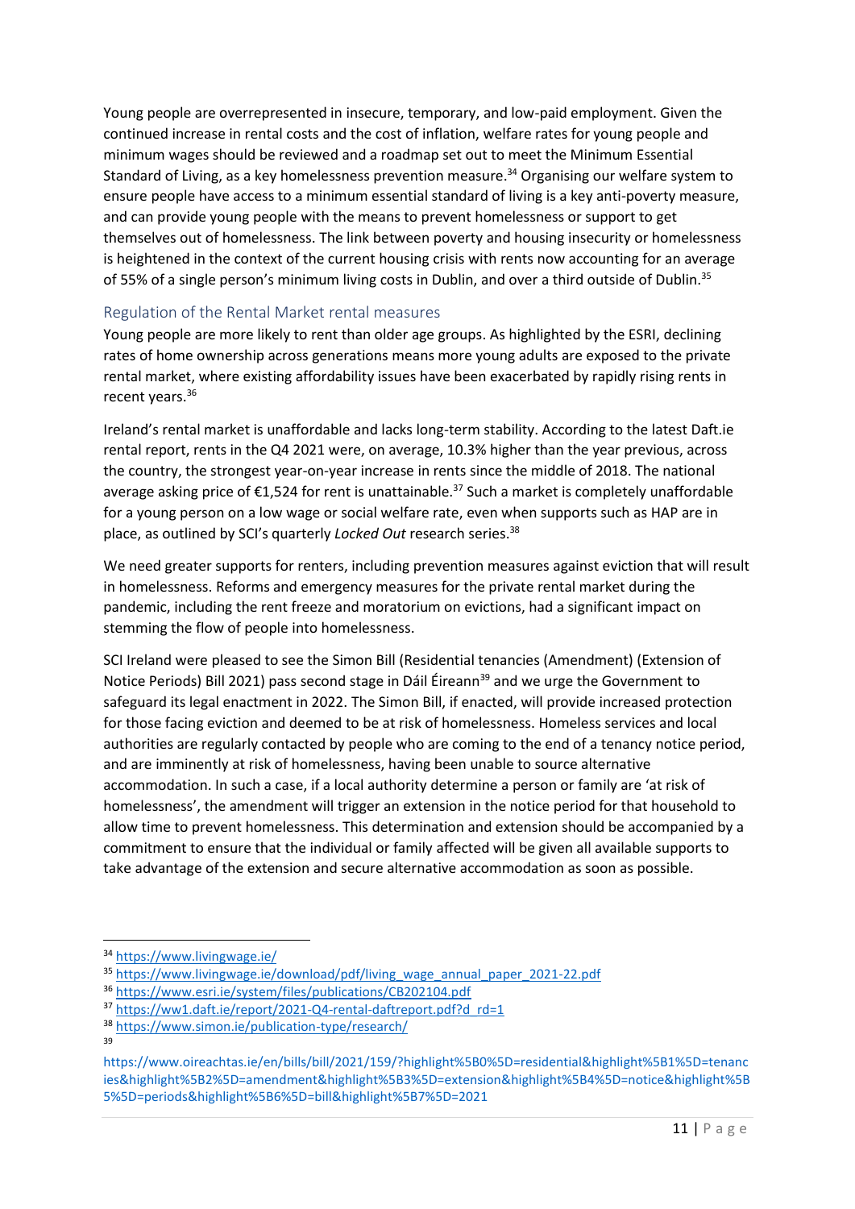Young people are overrepresented in insecure, temporary, and low-paid employment. Given the continued increase in rental costs and the cost of inflation, welfare rates for young people and minimum wages should be reviewed and a roadmap set out to meet the Minimum Essential Standard of Living, as a key homelessness prevention measure.[34] Organising our welfare system to ensure people have access to a minimum essential standard of living is a key anti-poverty measure, and can provide young people with the means to prevent homelessness or support to get themselves out of homelessness. The link between poverty and housing insecurity or homelessness is heightened in the context of the current housing crisis with rents now accounting for an average of 55% of a single person's minimum living costs in Dublin, and over a third outside of Dublin.[35]

## Regulation of the Rental Market rental measures

Young people are more likely to rent than older age groups. As highlighted by the ESRI, declining rates of home ownership across generations means more young adults are exposed to the private rental market, where existing affordability issues have been exacerbated by rapidly rising rents in recent years.[36]

Ireland's rental market is unaffordable and lacks long-term stability. According to the latest Daft.ie rental report, rents in the Q4 2021 were, on average, 10.3% higher than the year previous, across the country, the strongest year-on-year increase in rents since the middle of 2018. The national average asking price of €1,524 for rent is unattainable.[37] Such a market is completely unaffordable for a young person on a low wage or social welfare rate, even when supports such as HAP are in place, as outlined by SCI's quarterly *Locked Out* research series.[38]

We need greater supports for renters, including prevention measures against eviction that will result in homelessness. Reforms and emergency measures for the private rental market during the pandemic, including the rent freeze and moratorium on evictions, had a significant impact on stemming the flow of people into homelessness.

SCI Ireland were pleased to see the Simon Bill (Residential tenancies (Amendment) (Extension of Notice Periods) Bill 2021) pass second stage in Dáil Éireann[39] and we urge the Government to safeguard its legal enactment in 2022. The Simon Bill, if enacted, will provide increased protection for those facing eviction and deemed to be at risk of homelessness. Homeless services and local authorities are regularly contacted by people who are coming to the end of a tenancy notice period, and are imminently at risk of homelessness, having been unable to source alternative accommodation. In such a case, if a local authority determine a person or family are 'at risk of homelessness', the amendment will trigger an extension in the notice period for that household to allow time to prevent homelessness. This determination and extension should be accompanied by a commitment to ensure that the individual or family affected will be given all available supports to take advantage of the extension and secure alternative accommodation as soon as possible.

---

[34] https://www.livingwage.ie/

[35] https://www.livingwage.ie/download/pdf/living_wage_annual_paper_2021-22.pdf

[36] https://www.esri.ie/system/files/publications/CB202104.pdf

[37] https://ww1.daft.ie/report/2021-Q4-rental-daftreport.pdf?d_rd=1

[38] https://www.simon.ie/publication-type/research/

[39] https://www.oireachtas.ie/en/bills/bill/2021/159/?highlight%5B0%5D=residential&highlight%5B1%5D=tenancies&highlight%5B2%5D=amendment&highlight%5B3%5D=extension&highlight%5B4%5D=notice&highlight%5B5%5D=periods&highlight%5B6%5D=bill&highlight%5B7%5D=2021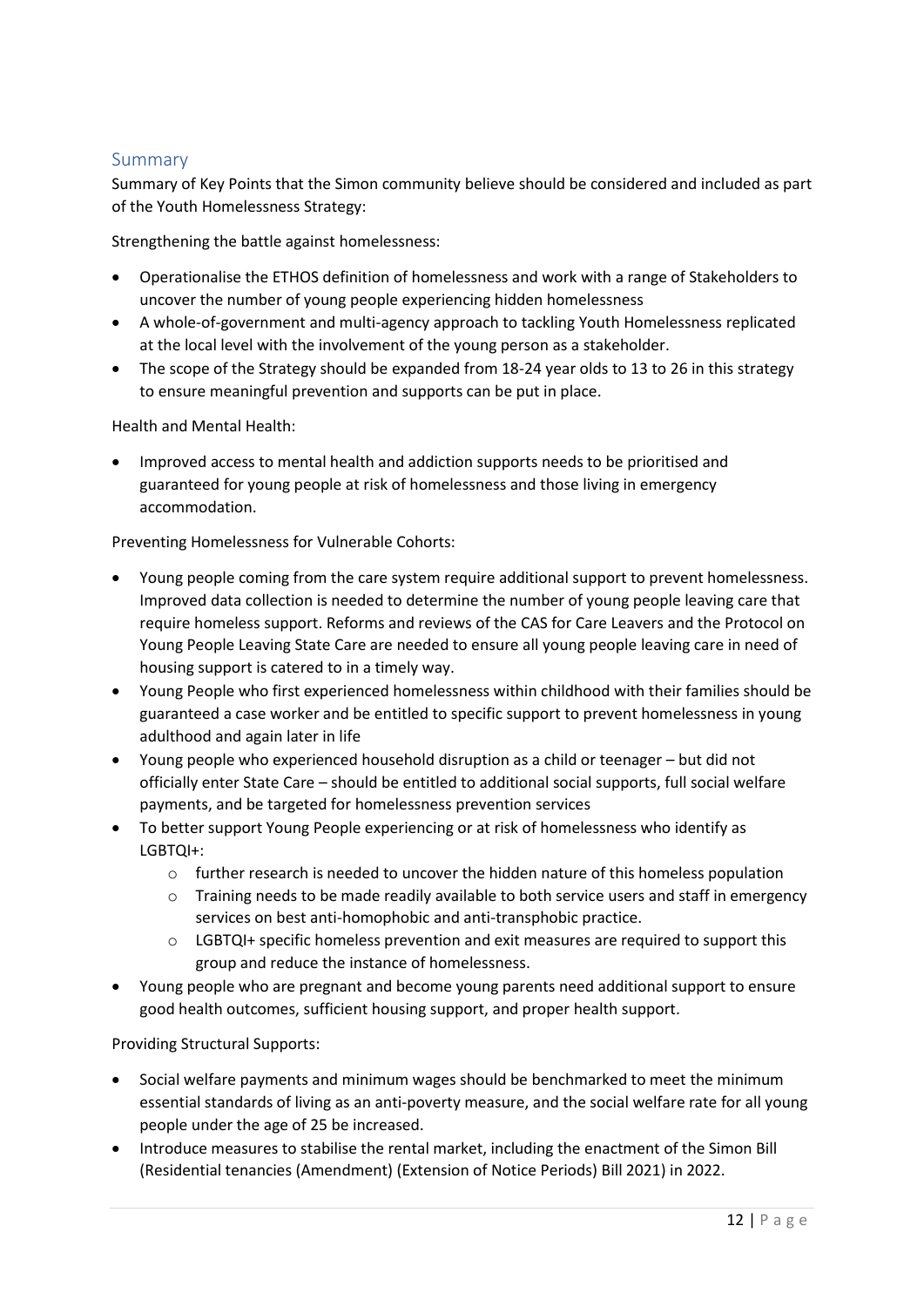## Summary

Summary of Key Points that the Simon community believe should be considered and included as part of the Youth Homelessness Strategy:

Strengthening the battle against homelessness:

- Operationalise the ETHOS definition of homelessness and work with a range of Stakeholders to uncover the number of young people experiencing hidden homelessness
- A whole-of-government and multi-agency approach to tackling Youth Homelessness replicated at the local level with the involvement of the young person as a stakeholder.
- The scope of the Strategy should be expanded from 18-24 year olds to 13 to 26 in this strategy to ensure meaningful prevention and supports can be put in place.

Health and Mental Health:

- Improved access to mental health and addiction supports needs to be prioritised and guaranteed for young people at risk of homelessness and those living in emergency accommodation.

Preventing Homelessness for Vulnerable Cohorts:

- Young people coming from the care system require additional support to prevent homelessness. Improved data collection is needed to determine the number of young people leaving care that require homeless support. Reforms and reviews of the CAS for Care Leavers and the Protocol on Young People Leaving State Care are needed to ensure all young people leaving care in need of housing support is catered to in a timely way.
- Young People who first experienced homelessness within childhood with their families should be guaranteed a case worker and be entitled to specific support to prevent homelessness in young adulthood and again later in life
- Young people who experienced household disruption as a child or teenager – but did not officially enter State Care – should be entitled to additional social supports, full social welfare payments, and be targeted for homelessness prevention services
- To better support Young People experiencing or at risk of homelessness who identify as LGBTQI+:
  - further research is needed to uncover the hidden nature of this homeless population
  - Training needs to be made readily available to both service users and staff in emergency services on best anti-homophobic and anti-transphobic practice.
  - LGBTQI+ specific homeless prevention and exit measures are required to support this group and reduce the instance of homelessness.
- Young people who are pregnant and become young parents need additional support to ensure good health outcomes, sufficient housing support, and proper health support.

Providing Structural Supports:

- Social welfare payments and minimum wages should be benchmarked to meet the minimum essential standards of living as an anti-poverty measure, and the social welfare rate for all young people under the age of 25 be increased.
- Introduce measures to stabilise the rental market, including the enactment of the Simon Bill (Residential tenancies (Amendment) (Extension of Notice Periods) Bill 2021) in 2022.